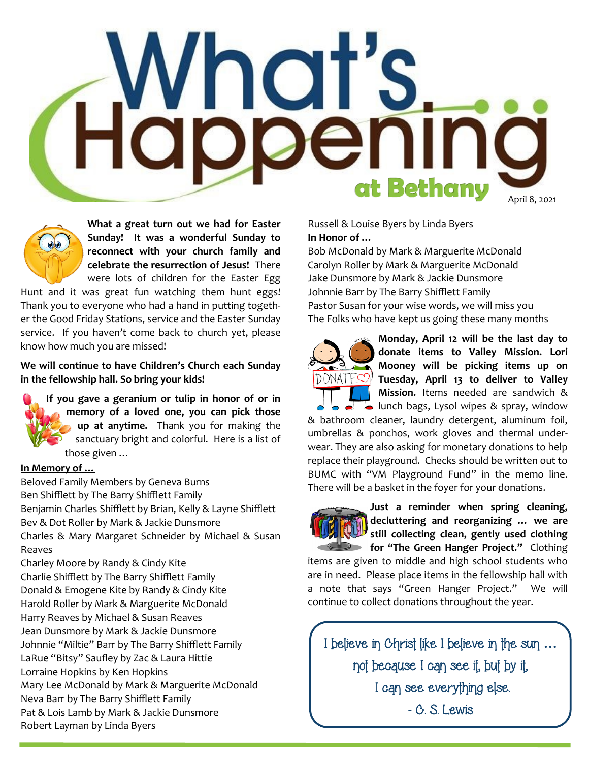# What's Happening at Bethany

April 8, 2021

**What a great turn out we had for Easter Sunday! It was a wonderful Sunday to reconnect with your church family and celebrate the resurrection of Jesus!** There were lots of children for the Easter Egg Hunt and it was great fun watching them hunt eggs! Thank you to everyone who had a hand in putting together the Good Friday Stations, service and the Easter Sunday service. If you haven't come back to church yet, please know how much you are missed!

**We will continue to have Children's Church each Sunday in the fellowship hall. So bring your kids!**

**If you gave a geranium or tulip in honor of or in memory of a loved one, you can pick those up at anytime.** Thank you for making the sanctuary bright and colorful. Here is a list of those given …

**In Memory of …**

Beloved Family Members by Geneva Burns
Ben Shifflett by The Barry Shifflett Family
Benjamin Charles Shifflett by Brian, Kelly & Layne Shifflett
Bev & Dot Roller by Mark & Jackie Dunsmore
Charles & Mary Margaret Schneider by Michael & Susan Reaves
Charley Moore by Randy & Cindy Kite
Charlie Shifflett by The Barry Shifflett Family
Donald & Emogene Kite by Randy & Cindy Kite
Harold Roller by Mark & Marguerite McDonald
Harry Reaves by Michael & Susan Reaves
Jean Dunsmore by Mark & Jackie Dunsmore
Johnnie "Miltie" Barr by The Barry Shifflett Family
LaRue "Bitsy" Saufley by Zac & Laura Hittie
Lorraine Hopkins by Ken Hopkins
Mary Lee McDonald by Mark & Marguerite McDonald
Neva Barr by The Barry Shifflett Family
Pat & Lois Lamb by Mark & Jackie Dunsmore
Robert Layman by Linda Byers
Russell & Louise Byers by Linda Byers

**In Honor of …**

Bob McDonald by Mark & Marguerite McDonald
Carolyn Roller by Mark & Marguerite McDonald
Jake Dunsmore by Mark & Jackie Dunsmore
Johnnie Barr by The Barry Shifflett Family
Pastor Susan for your wise words, we will miss you
The Folks who have kept us going these many months

**Monday, April 12 will be the last day to donate items to Valley Mission. Lori Mooney will be picking items up on Tuesday, April 13 to deliver to Valley Mission.** Items needed are sandwich & lunch bags, Lysol wipes & spray, window & bathroom cleaner, laundry detergent, aluminum foil, umbrellas & ponchos, work gloves and thermal underwear. They are also asking for monetary donations to help replace their playground. Checks should be written out to BUMC with "VM Playground Fund" in the memo line. There will be a basket in the foyer for your donations.

**Just a reminder when spring cleaning, decluttering and reorganizing … we are still collecting clean, gently used clothing for "The Green Hanger Project."** Clothing items are given to middle and high school students who are in need. Please place items in the fellowship hall with a note that says "Green Hanger Project." We will continue to collect donations throughout the year.

> I believe in Christ like I believe in the sun …
> not because I can see it, but by it,
> I can see everything else.
> - C. S. Lewis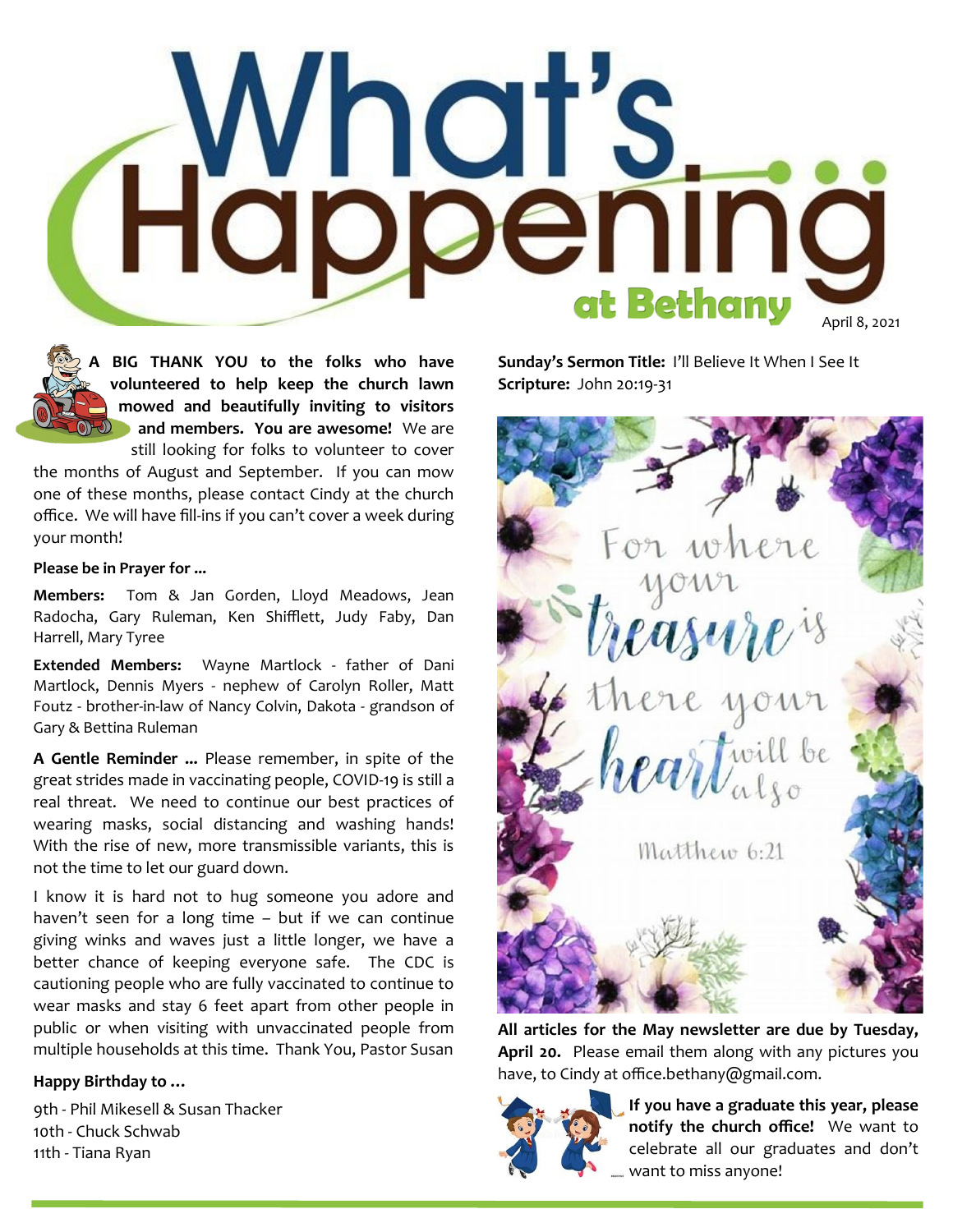# What's Happening at Bethany

April 8, 2021

**A BIG THANK YOU to the folks who have volunteered to help keep the church lawn mowed and beautifully inviting to visitors and members. You are awesome!** We are still looking for folks to volunteer to cover the months of August and September. If you can mow one of these months, please contact Cindy at the church office. We will have fill-ins if you can't cover a week during your month!

**Please be in Prayer for ...**

**Members:** Tom & Jan Gorden, Lloyd Meadows, Jean Radocha, Gary Ruleman, Ken Shifflett, Judy Faby, Dan Harrell, Mary Tyree

**Extended Members:** Wayne Martlock - father of Dani Martlock, Dennis Myers - nephew of Carolyn Roller, Matt Foutz - brother-in-law of Nancy Colvin, Dakota - grandson of Gary & Bettina Ruleman

**A Gentle Reminder ...** Please remember, in spite of the great strides made in vaccinating people, COVID-19 is still a real threat. We need to continue our best practices of wearing masks, social distancing and washing hands! With the rise of new, more transmissible variants, this is not the time to let our guard down.

I know it is hard not to hug someone you adore and haven't seen for a long time – but if we can continue giving winks and waves just a little longer, we have a better chance of keeping everyone safe. The CDC is cautioning people who are fully vaccinated to continue to wear masks and stay 6 feet apart from other people in public or when visiting with unvaccinated people from multiple households at this time. Thank You, Pastor Susan

**Happy Birthday to ...**

9th - Phil Mikesell & Susan Thacker
10th - Chuck Schwab
11th - Tiana Ryan

**Sunday's Sermon Title:** I'll Believe It When I See It
**Scripture:** John 20:19-31

For where your treasure is there your heart will be also
Matthew 6:21

**All articles for the May newsletter are due by Tuesday, April 20.** Please email them along with any pictures you have, to Cindy at office.bethany@gmail.com.

**If you have a graduate this year, please notify the church office!** We want to celebrate all our graduates and don't want to miss anyone!